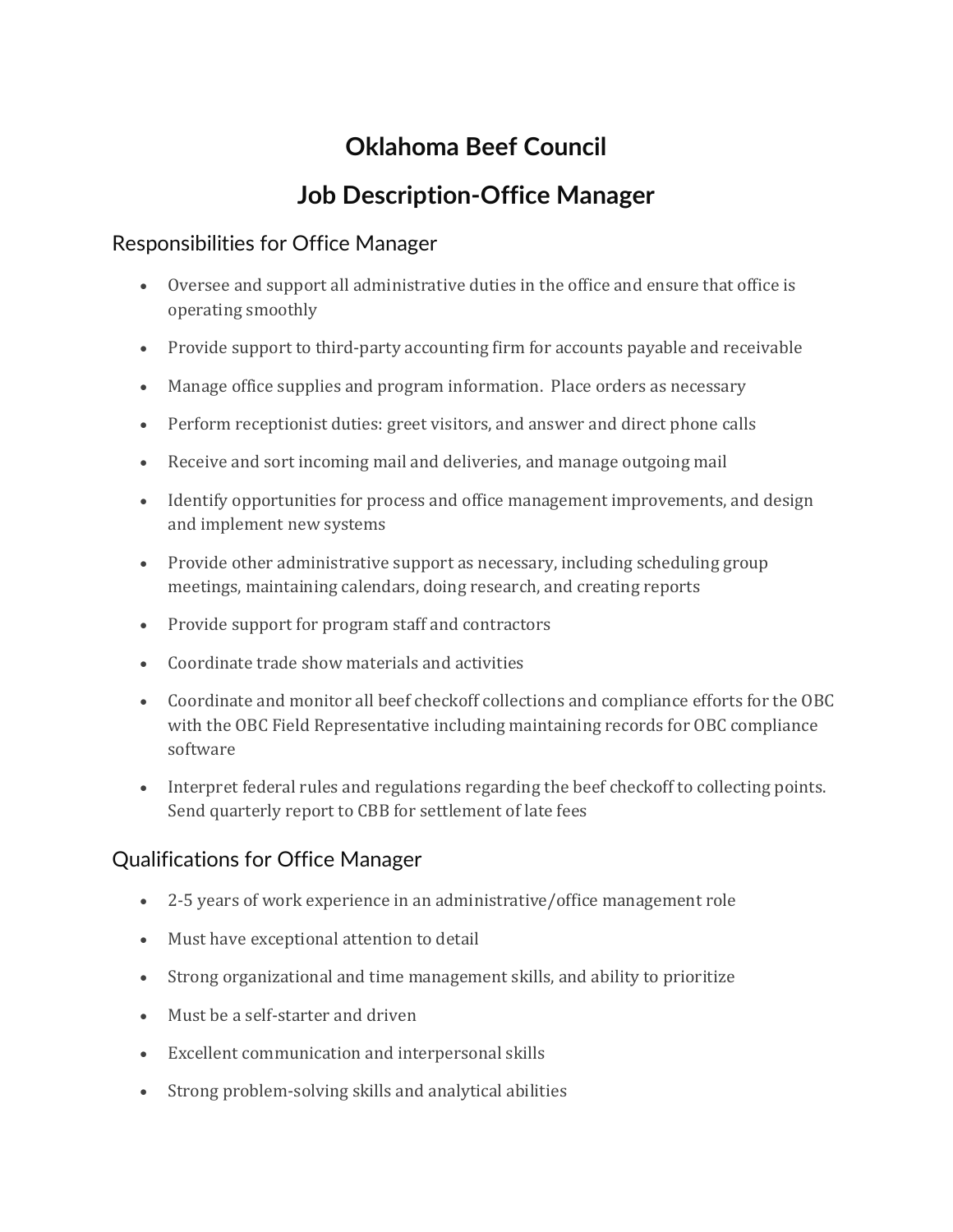# Oklahoma Beef Council

# Job Description-Office Manager

## Responsibilities for Office Manager

- Oversee and support all administrative duties in the office and ensure that office is operating smoothly
- Provide support to third-party accounting firm for accounts payable and receivable
- Manage office supplies and program information. Place orders as necessary
- Perform receptionist duties: greet visitors, and answer and direct phone calls
- Receive and sort incoming mail and deliveries, and manage outgoing mail
- Identify opportunities for process and office management improvements, and design and implement new systems
- Provide other administrative support as necessary, including scheduling group meetings, maintaining calendars, doing research, and creating reports
- Provide support for program staff and contractors
- Coordinate trade show materials and activities
- Coordinate and monitor all beef checkoff collections and compliance efforts for the OBC with the OBC Field Representative including maintaining records for OBC compliance software
- Interpret federal rules and regulations regarding the beef checkoff to collecting points. Send quarterly report to CBB for settlement of late fees

## Qualifications for Office Manager

- 2-5 years of work experience in an administrative/office management role
- Must have exceptional attention to detail
- Strong organizational and time management skills, and ability to prioritize
- Must be a self-starter and driven
- Excellent communication and interpersonal skills
- Strong problem-solving skills and analytical abilities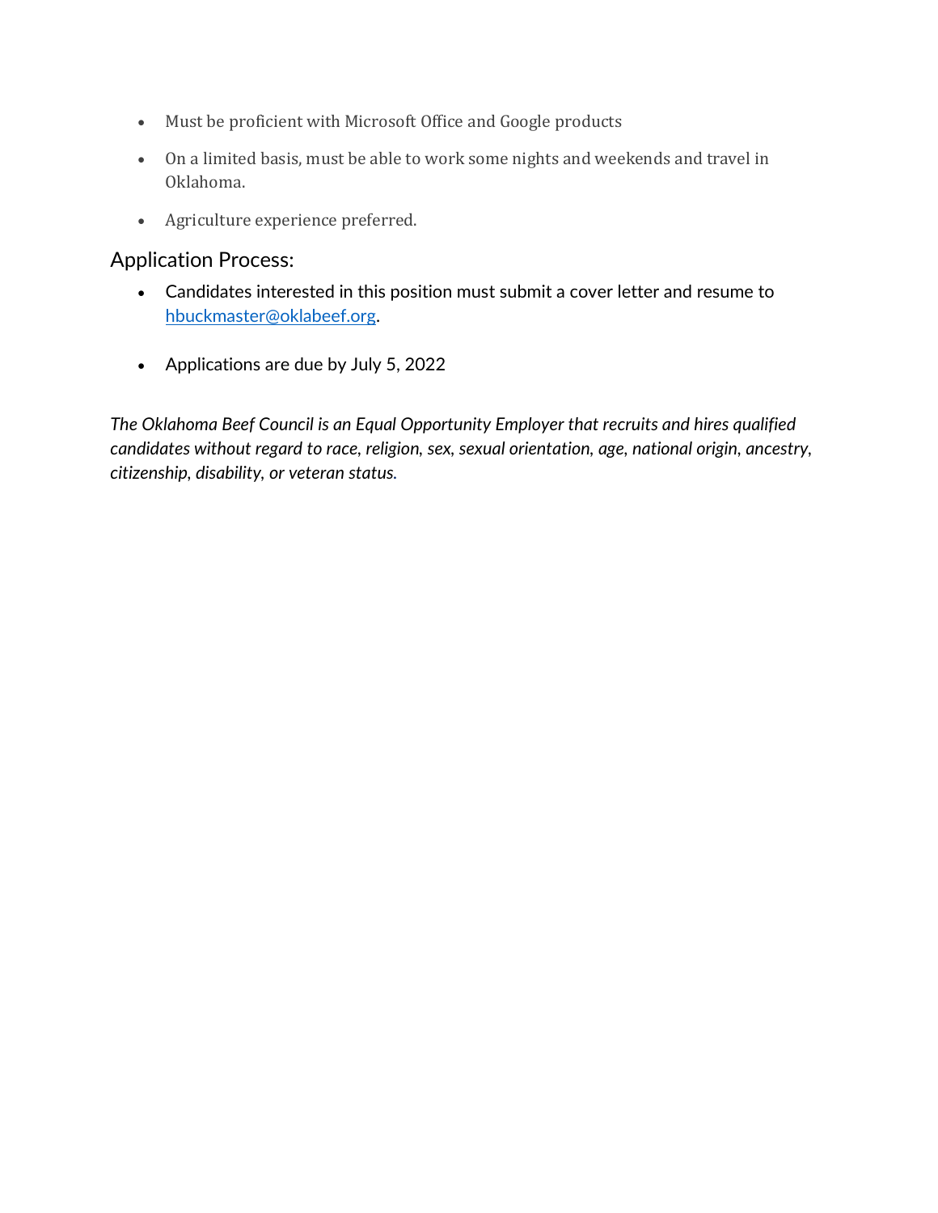- Must be proficient with Microsoft Office and Google products
- On a limited basis, must be able to work some nights and weekends and travel in Oklahoma.
- Agriculture experience preferred.

## Application Process:

- Candidates interested in this position must submit a cover letter and resume to hbuckmaster@oklabeef.org.
- Applications are due by July 5, 2022

*The Oklahoma Beef Council is an Equal Opportunity Employer that recruits and hires qualified candidates without regard to race, religion, sex, sexual orientation, age, national origin, ancestry, citizenship, disability, or veteran status.*